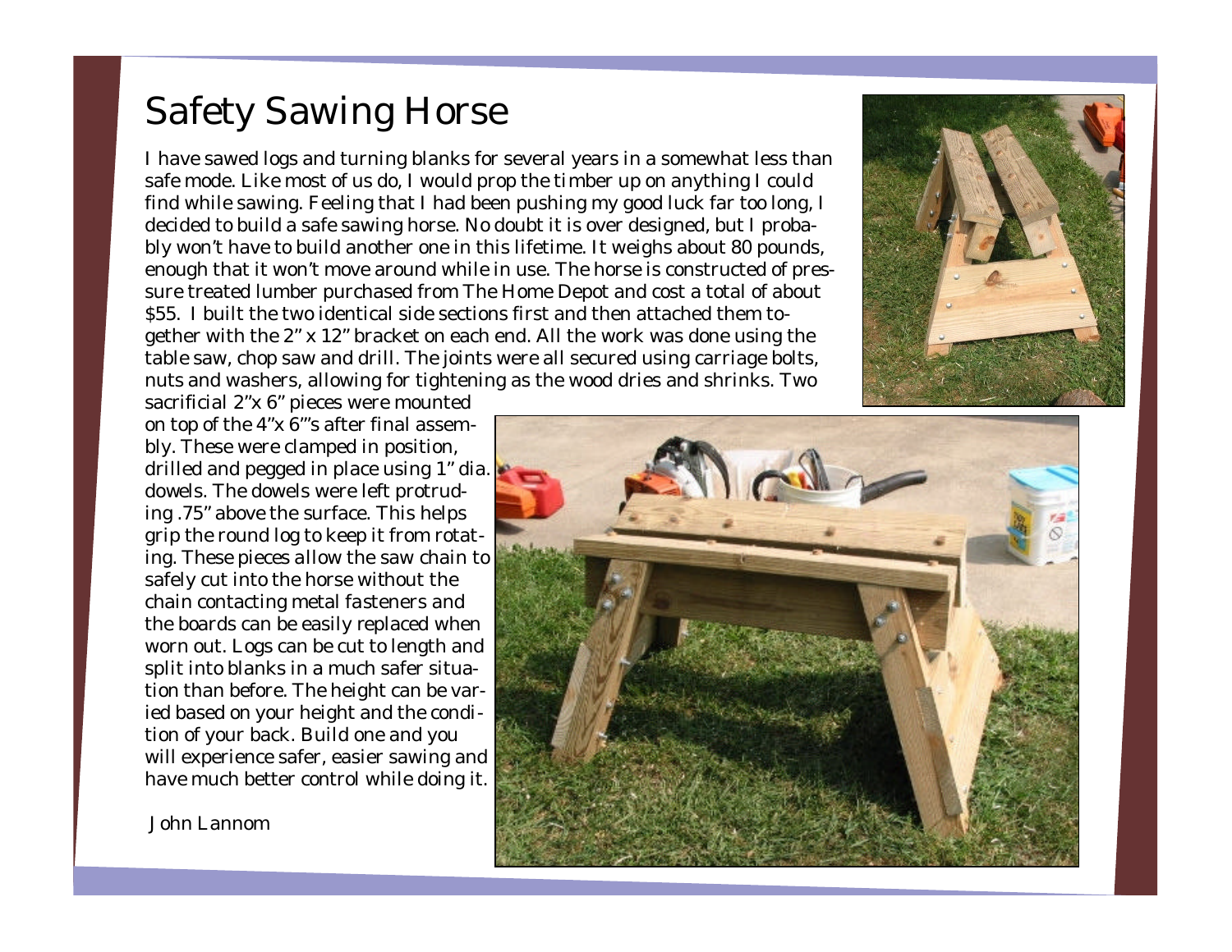# Safety Sawing Horse

I have sawed logs and turning blanks for several years in a somewhat less than safe mode. Like most of us do, I would prop the timber up on anything I could find while sawing. Feeling that I had been pushing my good luck far too long, I decided to build a safe sawing horse. No doubt it is over designed, but I probably won't have to build another one in this lifetime. It weighs about 80 pounds, enough that it won't move around while in use. The horse is constructed of pressure treated lumber purchased from The Home Depot and cost a total of about $55. I built the two identical side sections first and then attached them together with the 2" x 12" bracket on each end. All the work was done using the table saw, chop saw and drill. The joints were all secured using carriage bolts, nuts and washers, allowing for tightening as the wood dries and shrinks. Two sacrificial 2"x 6" pieces were mounted on top of the 4"x 6"'s after final assembly. These were clamped in position, drilled and pegged in place using 1" dia. dowels. The dowels were left protruding .75" above the surface. This helps grip the round log to keep it from rotating. These pieces allow the saw chain to safely cut into the horse without the chain contacting metal fasteners and the boards can be easily replaced when worn out. Logs can be cut to length and split into blanks in a much safer situation than before. The height can be varied based on your height and the condition of your back. Build one and you will experience safer, easier sawing and have much better control while doing it.

John Lannom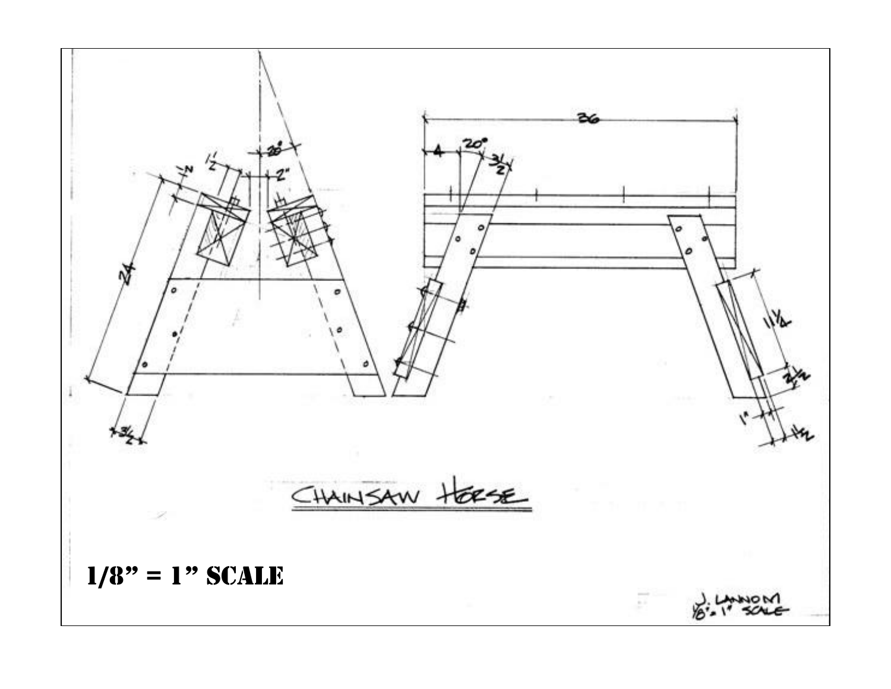CHAINSAW HORSE

24

1 1/2

1/2

20°

2"

3 1/2

36

4

20°

3 1/2

11 1/4

2 1/2

1"

1 1/2

**1/8" = 1" SCALE**

J. LANNOM
1/8" = 1" SCALE